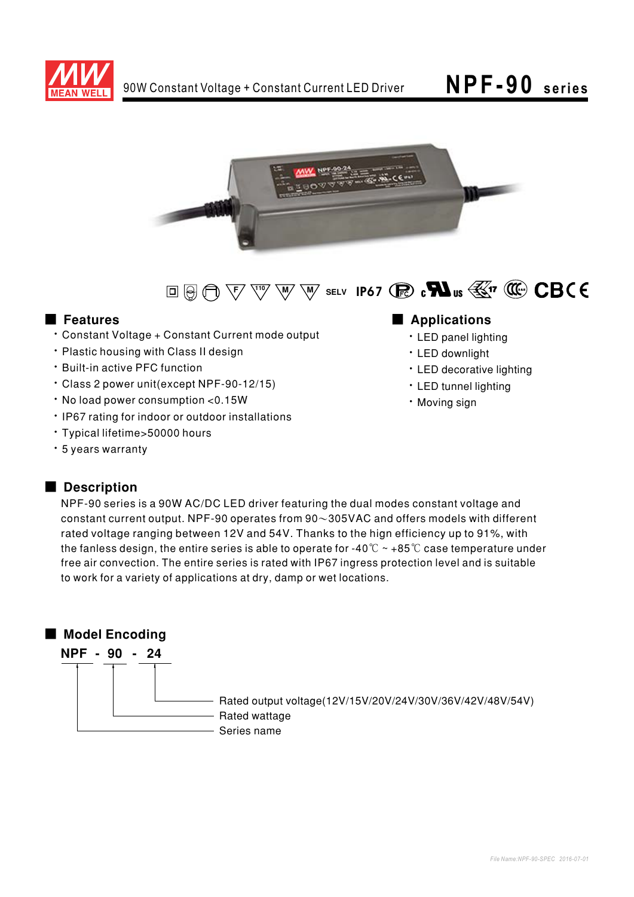# 90W Constant Voltage + Constant Current LED Driver

# NPF-90 series

SELV IP67

## Features

- Constant Voltage + Constant Current mode output
- Plastic housing with Class II design
- Built-in active PFC function
- Class 2 power unit(except NPF-90-12/15)
- No load power consumption <0.15W
- IP67 rating for indoor or outdoor installations
- Typical lifetime>50000 hours
- 5 years warranty

## Applications

- LED panel lighting
- LED downlight
- LED decorative lighting
- LED tunnel lighting
- Moving sign

## Description

NPF-90 series is a 90W AC/DC LED driver featuring the dual modes constant voltage and constant current output. NPF-90 operates from 90～305VAC and offers models with different rated voltage ranging between 12V and 54V. Thanks to the hign efficiency up to 91%, with the fanless design, the entire series is able to operate for -40℃ ~ +85℃ case temperature under free air convection. The entire series is rated with IP67 ingress protection level and is suitable to work for a variety of applications at dry, damp or wet locations.

## Model Encoding

**NPF - 90 - 24**

- 24: Rated output voltage(12V/15V/20V/24V/30V/36V/42V/48V/54V)
- 90: Rated wattage
- NPF: Series name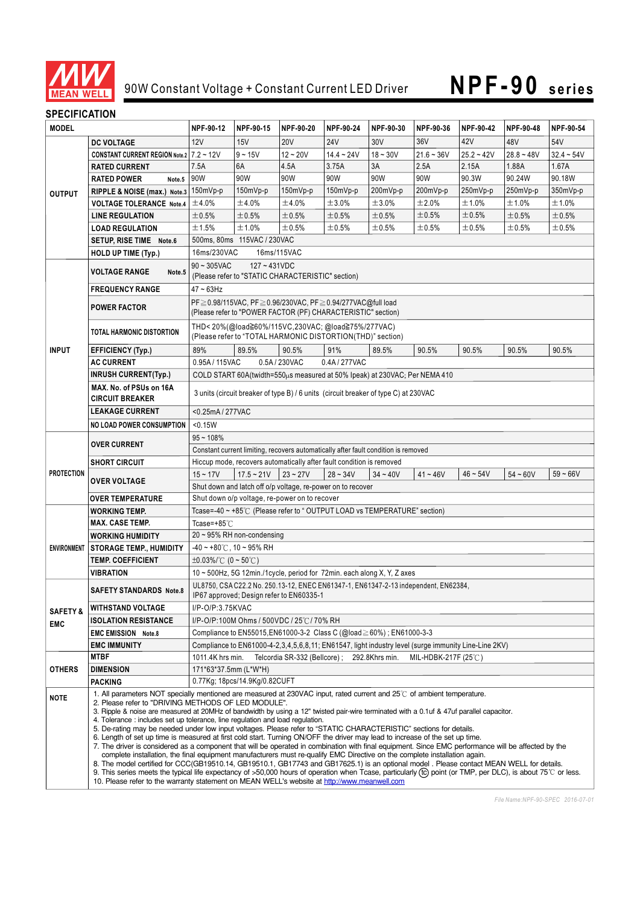# 90W Constant Voltage + Constant Current LED Driver

# NPF-90 series

## SPECIFICATION

| MODEL | | NPF-90-12 | NPF-90-15 | NPF-90-20 | NPF-90-24 | NPF-90-30 | NPF-90-36 | NPF-90-42 | NPF-90-48 | NPF-90-54 |
|---|---|---|---|---|---|---|---|---|---|---|
| OUTPUT | DC VOLTAGE | 12V | 15V | 20V | 24V | 30V | 36V | 42V | 48V | 54V |
| | CONSTANT CURRENT REGION Note.2 | 7.2 ~ 12V | 9 ~ 15V | 12 ~ 20V | 14.4 ~ 24V | 18 ~ 30V | 21.6 ~ 36V | 25.2 ~ 42V | 28.8 ~ 48V | 32.4 ~ 54V |
| | RATED CURRENT | 7.5A | 6A | 4.5A | 3.75A | 3A | 2.5A | 2.15A | 1.88A | 1.67A |
| | RATED POWER Note.5 | 90W | 90W | 90W | 90W | 90W | 90W | 90.3W | 90.24W | 90.18W |
| | RIPPLE & NOISE (max.) Note.3 | 150mVp-p | 150mVp-p | 150mVp-p | 150mVp-p | 200mVp-p | 200mVp-p | 250mVp-p | 250mVp-p | 350mVp-p |
| | VOLTAGE TOLERANCE Note.4 | ±4.0% | ±4.0% | ±4.0% | ±3.0% | ±3.0% | ±2.0% | ±1.0% | ±1.0% | ±1.0% |
| | LINE REGULATION | ±0.5% | ±0.5% | ±0.5% | ±0.5% | ±0.5% | ±0.5% | ±0.5% | ±0.5% | ±0.5% |
| | LOAD REGULATION | ±1.5% | ±1.0% | ±0.5% | ±0.5% | ±0.5% | ±0.5% | ±0.5% | ±0.5% | ±0.5% |
| | SETUP, RISE TIME Note.6 | 500ms, 80ms 115VAC / 230VAC | | | | | | | | |
| | HOLD UP TIME (Typ.) | 16ms/230VAC 16ms/115VAC | | | | | | | | |
| INPUT | VOLTAGE RANGE Note.5 | 90 ~ 305VAC 127 ~ 431VDC (Please refer to "STATIC CHARACTERISTIC" section) | | | | | | | | |
| | FREQUENCY RANGE | 47 ~ 63Hz | | | | | | | | |
| | POWER FACTOR | PF≧0.98/115VAC, PF≧0.96/230VAC, PF≧0.94/277VAC@full load (Please refer to "POWER FACTOR (PF) CHARACTERISTIC" section) | | | | | | | | |
| | TOTAL HARMONIC DISTORTION | THD< 20%(@load≧60%/115VC,230VAC; @load≧75%/277VAC) (Please refer to "TOTAL HARMONIC DISTORTION(THD)" section) | | | | | | | | |
| | EFFICIENCY (Typ.) | 89% | 89.5% | 90.5% | 91% | 89.5% | 90.5% | 90.5% | 90.5% | 90.5% |
| | AC CURRENT | 0.95A / 115VAC 0.5A / 230VAC 0.4A / 277VAC | | | | | | | | |
| | INRUSH CURRENT(Typ.) | COLD START 60A(twidth=550μs measured at 50% Ipeak) at 230VAC; Per NEMA 410 | | | | | | | | |
| | MAX. No. of PSUs on 16A CIRCUIT BREAKER | 3 units (circuit breaker of type B) / 6 units (circuit breaker of type C) at 230VAC | | | | | | | | |
| | LEAKAGE CURRENT | <0.25mA / 277VAC | | | | | | | | |
| | NO LOAD POWER CONSUMPTION | <0.15W | | | | | | | | |
| PROTECTION | OVER CURRENT | 95 ~ 108% | | | | | | | | |
| | | Constant current limiting, recovers automatically after fault condition is removed | | | | | | | | |
| | SHORT CIRCUIT | Hiccup mode, recovers automatically after fault condition is removed | | | | | | | | |
| | OVER VOLTAGE | 15 ~ 17V | 17.5 ~ 21V | 23 ~ 27V | 28 ~ 34V | 34 ~ 40V | 41 ~ 46V | 46 ~ 54V | 54 ~ 60V | 59 ~ 66V |
| | | Shut down and latch off o/p voltage, re-power on to recover | | | | | | | | |
| | OVER TEMPERATURE | Shut down o/p voltage, re-power on to recover | | | | | | | | |
| ENVIRONMENT | WORKING TEMP. | Tcase=-40 ~ +85℃ (Please refer to " OUTPUT LOAD vs TEMPERATURE" section) | | | | | | | | |
| | MAX. CASE TEMP. | Tcase=+85℃ | | | | | | | | |
| | WORKING HUMIDITY | 20 ~ 95% RH non-condensing | | | | | | | | |
| | STORAGE TEMP., HUMIDITY | -40 ~ +80℃, 10 ~ 95% RH | | | | | | | | |
| | TEMP. COEFFICIENT | ±0.03%/℃ (0 ~ 50℃) | | | | | | | | |
| | VIBRATION | 10 ~ 500Hz, 5G 12min./1cycle, period for 72min. each along X, Y, Z axes | | | | | | | | |
| SAFETY & EMC | SAFETY STANDARDS Note.8 | UL8750, CSA C22.2 No. 250.13-12, ENEC EN61347-1, EN61347-2-13 independent, EN62384, IP67 approved; Design refer to EN60335-1 | | | | | | | | |
| | WITHSTAND VOLTAGE | I/P-O/P:3.75KVAC | | | | | | | | |
| | ISOLATION RESISTANCE | I/P-O/P:100M Ohms / 500VDC / 25℃/ 70% RH | | | | | | | | |
| | EMC EMISSION Note.8 | Compliance to EN55015,EN61000-3-2 Class C (@load≧60%) ; EN61000-3-3 | | | | | | | | |
| | EMC IMMUNITY | Compliance to EN61000-4-2,3,4,5,6,8,11; EN61547, light industry level (surge immunity Line-Line 2KV) | | | | | | | | |
| OTHERS | MTBF | 1011.4K hrs min. Telcordia SR-332 (Bellcore) ; 292.8Khrs min. MIL-HDBK-217F (25℃) | | | | | | | | |
| | DIMENSION | 171*63*37.5mm (L*W*H) | | | | | | | | |
| | PACKING | 0.77Kg; 18pcs/14.9Kg/0.82CUFT | | | | | | | | |

**NOTE**

1. All parameters NOT specially mentioned are measured at 230VAC input, rated current and 25℃ of ambient temperature.
2. Please refer to "DRIVING METHODS OF LED MODULE".
3. Ripple & noise are measured at 20MHz of bandwidth by using a 12" twisted pair-wire terminated with a 0.1uf & 47uf parallel capacitor.
4. Tolerance : includes set up tolerance, line regulation and load regulation.
5. De-rating may be needed under low input voltages. Please refer to "STATIC CHARACTERISTIC" sections for details.
6. Length of set up time is measured at first cold start. Turning ON/OFF the driver may lead to increase of the set up time.
7. The driver is considered as a component that will be operated in combination with final equipment. Since EMC performance will be affected by the complete installation, the final equipment manufacturers must re-qualify EMC Directive on the complete installation again.
8. The model certified for CCC(GB19510.14, GB19510.1, GB17743 and GB17625.1) is an optional model . Please contact MEAN WELL for details.
9. This series meets the typical life expectancy of >50,000 hours of operation when Tcase, particularly (tc) point (or TMP, per DLC), is about 75℃ or less.
10. Please refer to the warranty statement on MEAN WELL's website at http://www.meanwell.com

File Name:NPF-90-SPEC 2016-07-01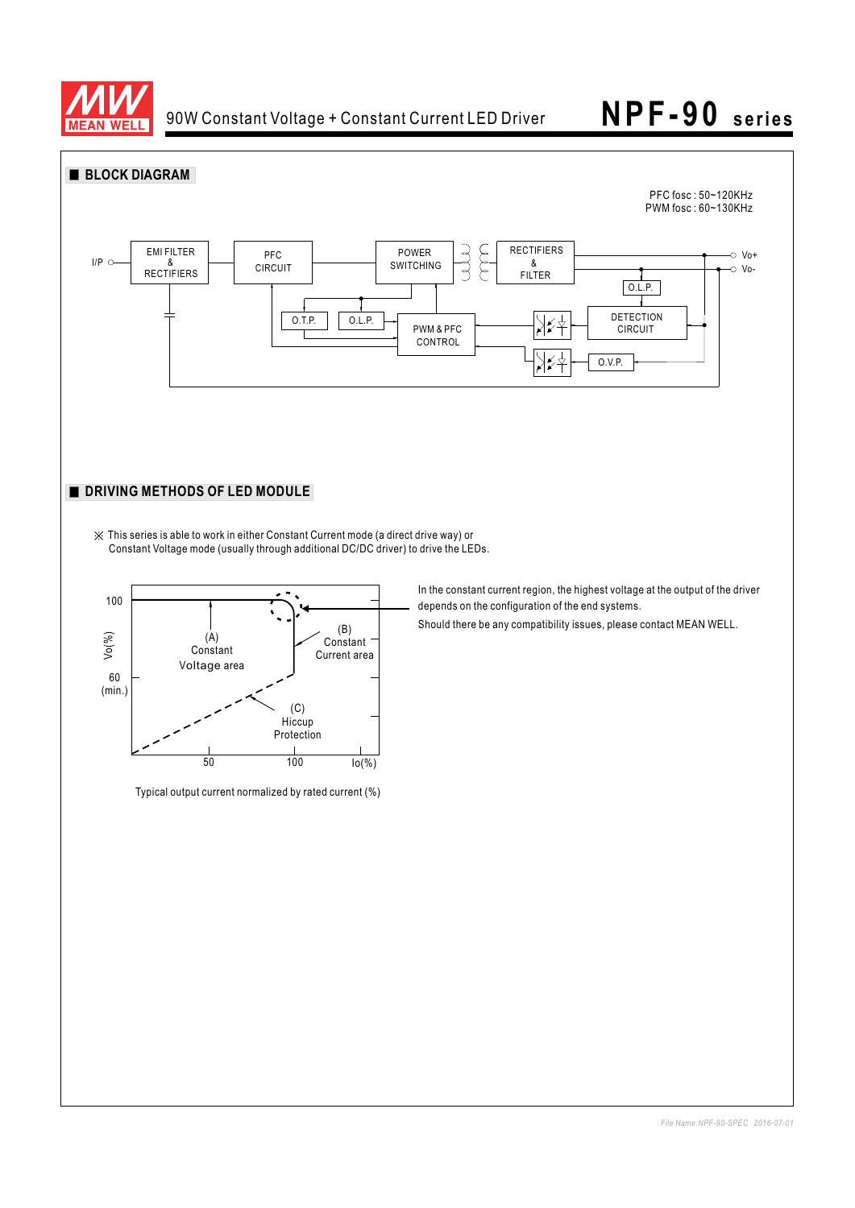## BLOCK DIAGRAM

PFC fosc : 50~120KHz
PWM fosc : 60~130KHz

I/P — EMI FILTER & RECTIFIERS — PFC CIRCUIT — POWER SWITCHING — RECTIFIERS & FILTER — Vo+ / Vo-

O.T.P. O.L.P. PWM & PFC CONTROL DETECTION CIRCUIT O.L.P. O.V.P.

## DRIVING METHODS OF LED MODULE

※ This series is able to work in either Constant Current mode (a direct drive way) or Constant Voltage mode (usually through additional DC/DC driver) to drive the LEDs.

Vo(%): 100, 60 (min.)
Io(%): 50, 100

(A) Constant Voltage area

(B) Constant Current area

(C) Hiccup Protection

Typical output current normalized by rated current (%)

In the constant current region, the highest voltage at the output of the driver depends on the configuration of the end systems.

Should there be any compatibility issues, please contact MEAN WELL.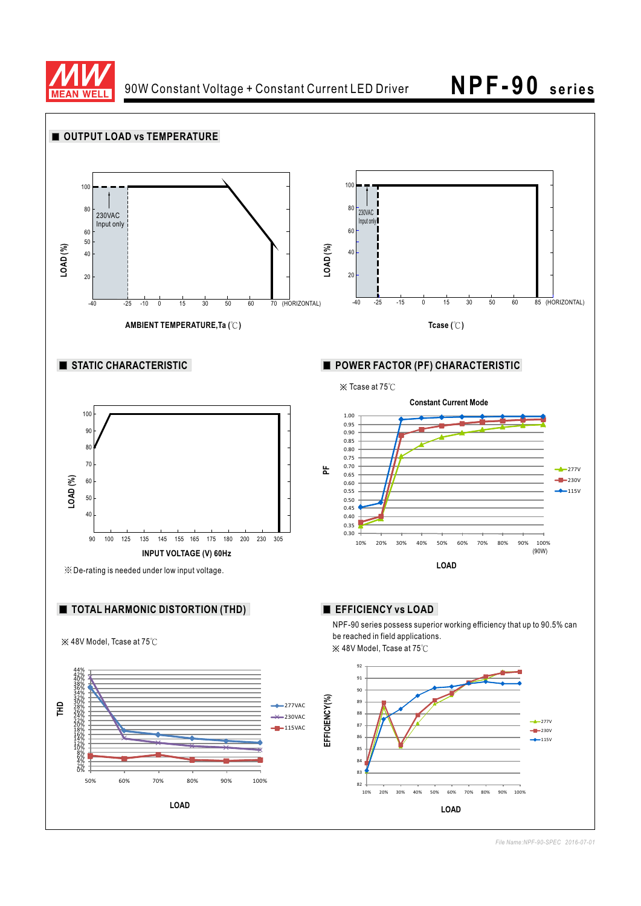## OUTPUT LOAD vs TEMPERATURE

LOAD (%)

100, 80, 60, 50, 40, 20

230VAC Input only

-40 -25 -10 0 15 30 50 60 70 (HORIZONTAL)

AMBIENT TEMPERATURE,Ta (℃)

LOAD (%)

100, 80, 60, 40, 20

230VAC Input only

-40 -25 -15 0 15 30 50 60 85 (HORIZONTAL)

Tcase (℃)

## STATIC CHARACTERISTIC

LOAD (%)

100, 90, 80, 70, 60, 50, 40

90 100 125 135 145 155 165 175 180 200 230 305

INPUT VOLTAGE (V) 60Hz

※De-rating is needed under low input voltage.

## POWER FACTOR (PF) CHARACTERISTIC

※ Tcase at 75℃

Constant Current Mode

PF

1.00, 0.95, 0.90, 0.85, 0.80, 0.75, 0.70, 0.65, 0.60, 0.55, 0.50, 0.45, 0.40, 0.35, 0.30

10% 20% 30% 40% 50% 60% 70% 80% 90% 100% (90W)

LOAD

277V, 230V, 115V

## TOTAL HARMONIC DISTORTION (THD)

※ 48V Model, Tcase at 75℃

THD

44%–0%

50% 60% 70% 80% 90% 100%

LOAD

277VAC, 230VAC, 115VAC

## EFFICIENCY vs LOAD

NPF-90 series possess superior working efficiency that up to 90.5% can be reached in field applications.

※ 48V Model, Tcase at 75℃

EFFICIENCY(%)

92, 91, 90, 89, 88, 87, 86, 85, 84, 83, 82

10% 20% 30% 40% 50% 60% 70% 80% 90% 100%

LOAD

277V, 230V, 115V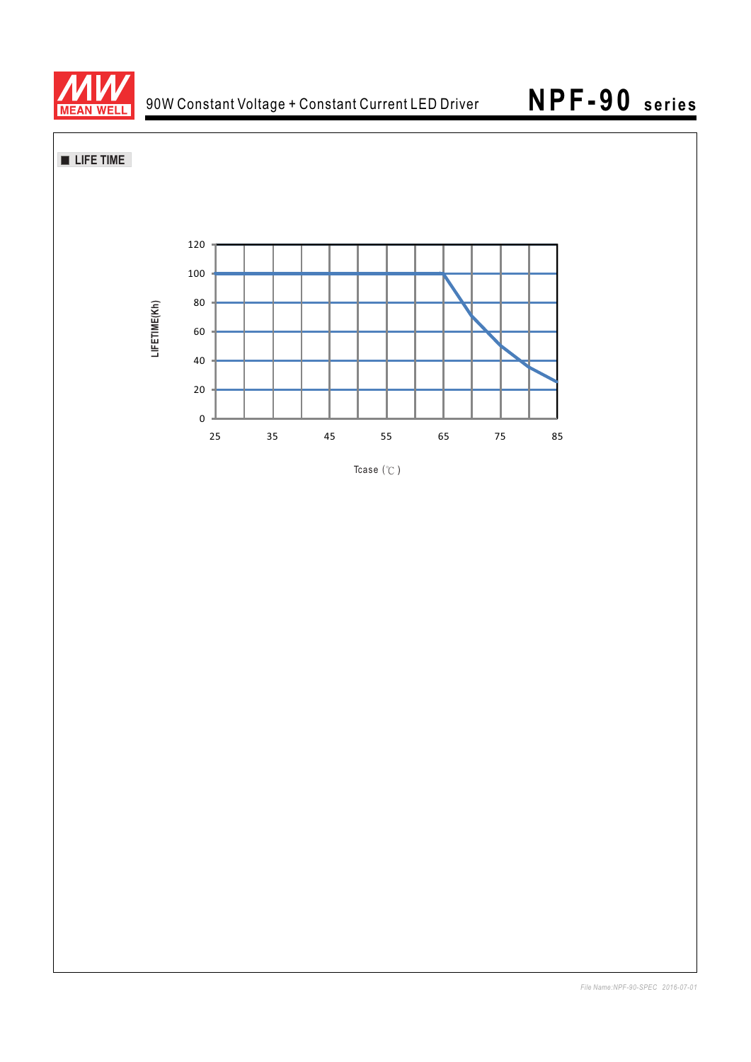## LIFE TIME

LIFETIME(Kh)

120
100
80
60
40
20
0

25 35 45 55 65 75 85

Tcase (℃)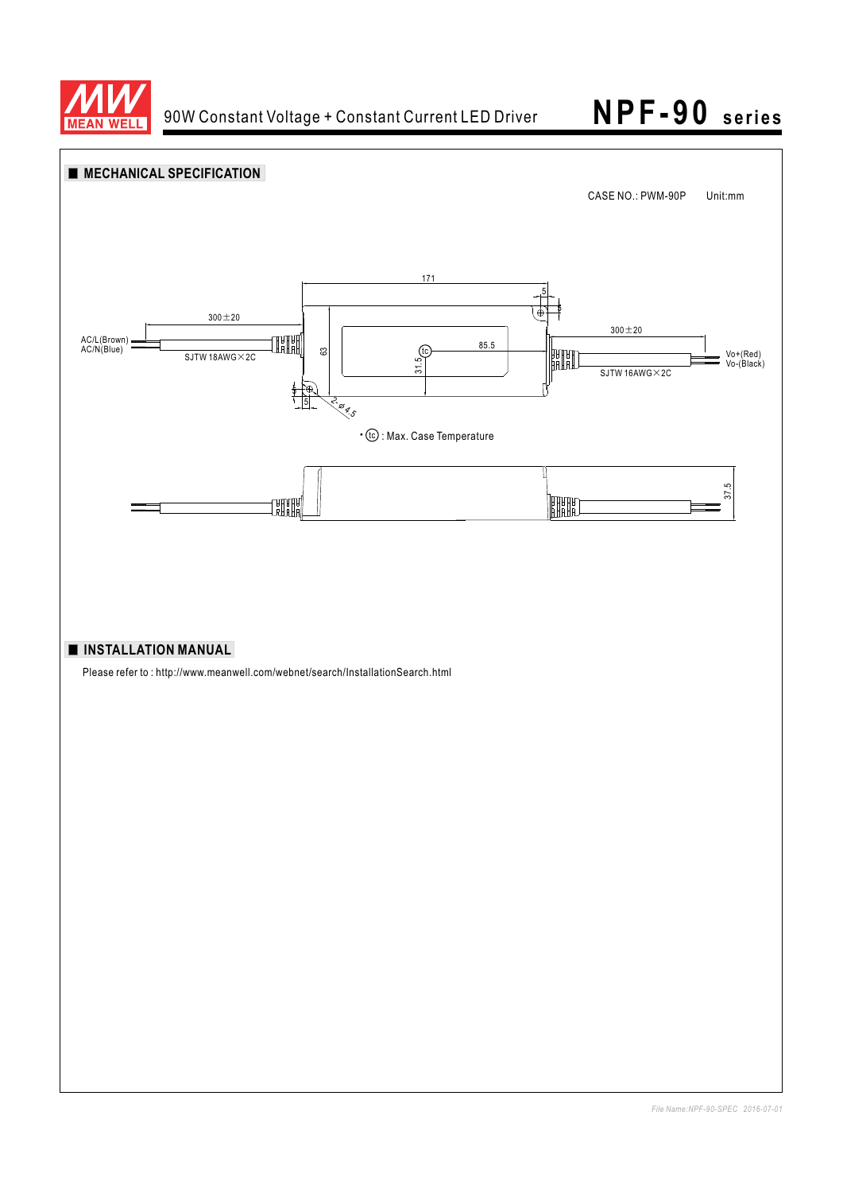## MECHANICAL SPECIFICATION

CASE NO.: PWM-90P Unit:mm

171

5

8

300±20

300±20

AC/L(Brown)
AC/N(Blue)

SJTW 18AWG×2C

63

85.5

tc

31.5

Vo+(Red)
Vo-(Black)

SJTW 16AWG×2C

5

8

2-φ4.5

• tc : Max. Case Temperature

37.5

## INSTALLATION MANUAL

Please refer to : http://www.meanwell.com/webnet/search/InstallationSearch.html